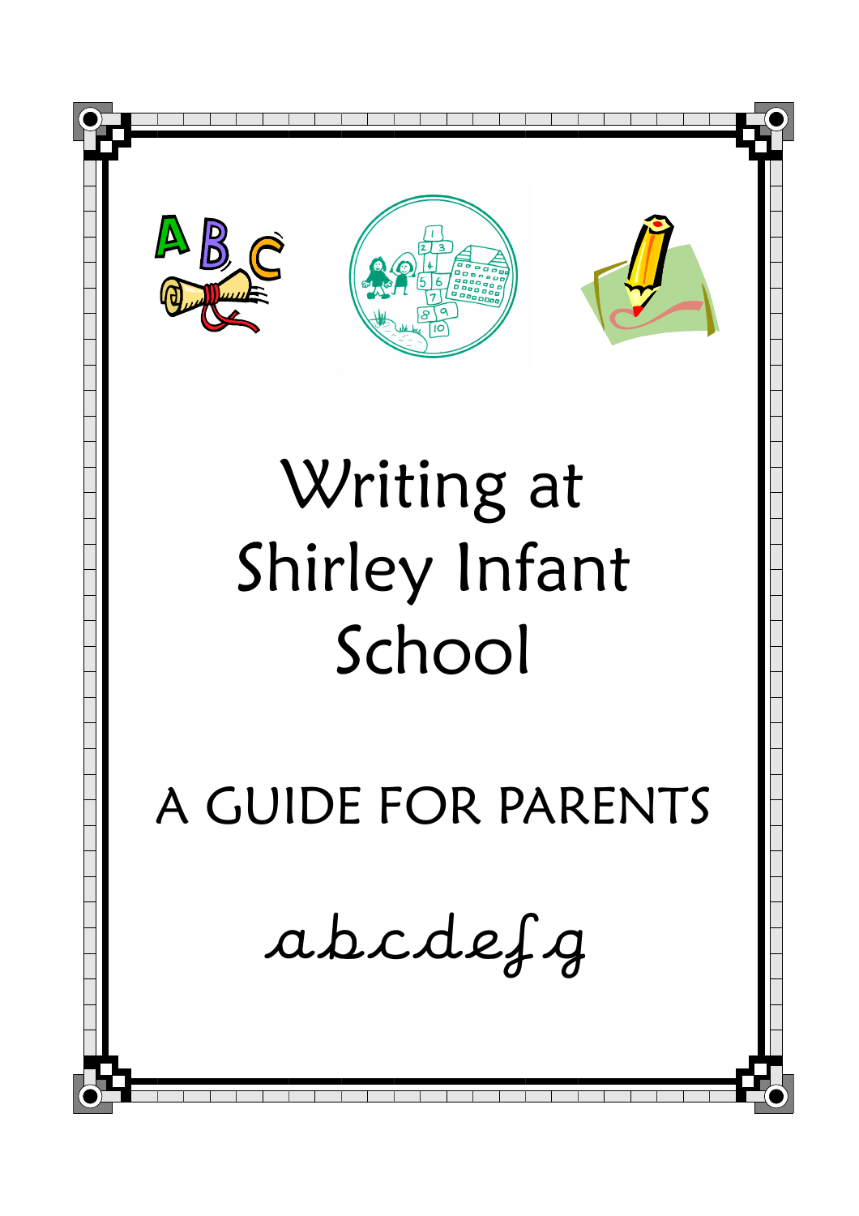# Writing at Shirley Infant School

## A GUIDE FOR PARENTS

abcdefg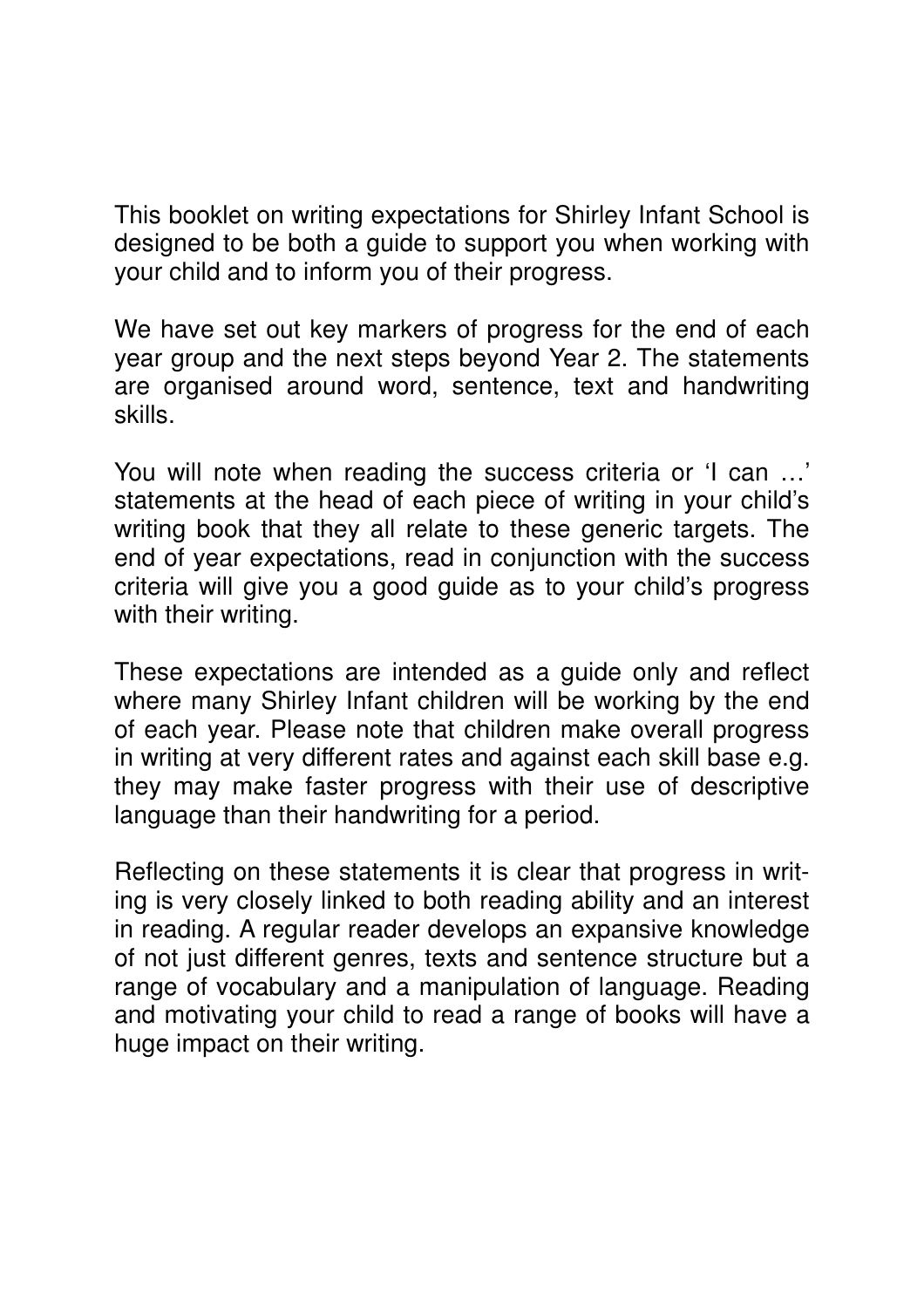This booklet on writing expectations for Shirley Infant School is designed to be both a guide to support you when working with your child and to inform you of their progress.

We have set out key markers of progress for the end of each year group and the next steps beyond Year 2. The statements are organised around word, sentence, text and handwriting skills.

You will note when reading the success criteria or 'I can …' statements at the head of each piece of writing in your child's writing book that they all relate to these generic targets. The end of year expectations, read in conjunction with the success criteria will give you a good guide as to your child's progress with their writing.

These expectations are intended as a guide only and reflect where many Shirley Infant children will be working by the end of each year. Please note that children make overall progress in writing at very different rates and against each skill base e.g. they may make faster progress with their use of descriptive language than their handwriting for a period.

Reflecting on these statements it is clear that progress in writing is very closely linked to both reading ability and an interest in reading. A regular reader develops an expansive knowledge of not just different genres, texts and sentence structure but a range of vocabulary and a manipulation of language. Reading and motivating your child to read a range of books will have a huge impact on their writing.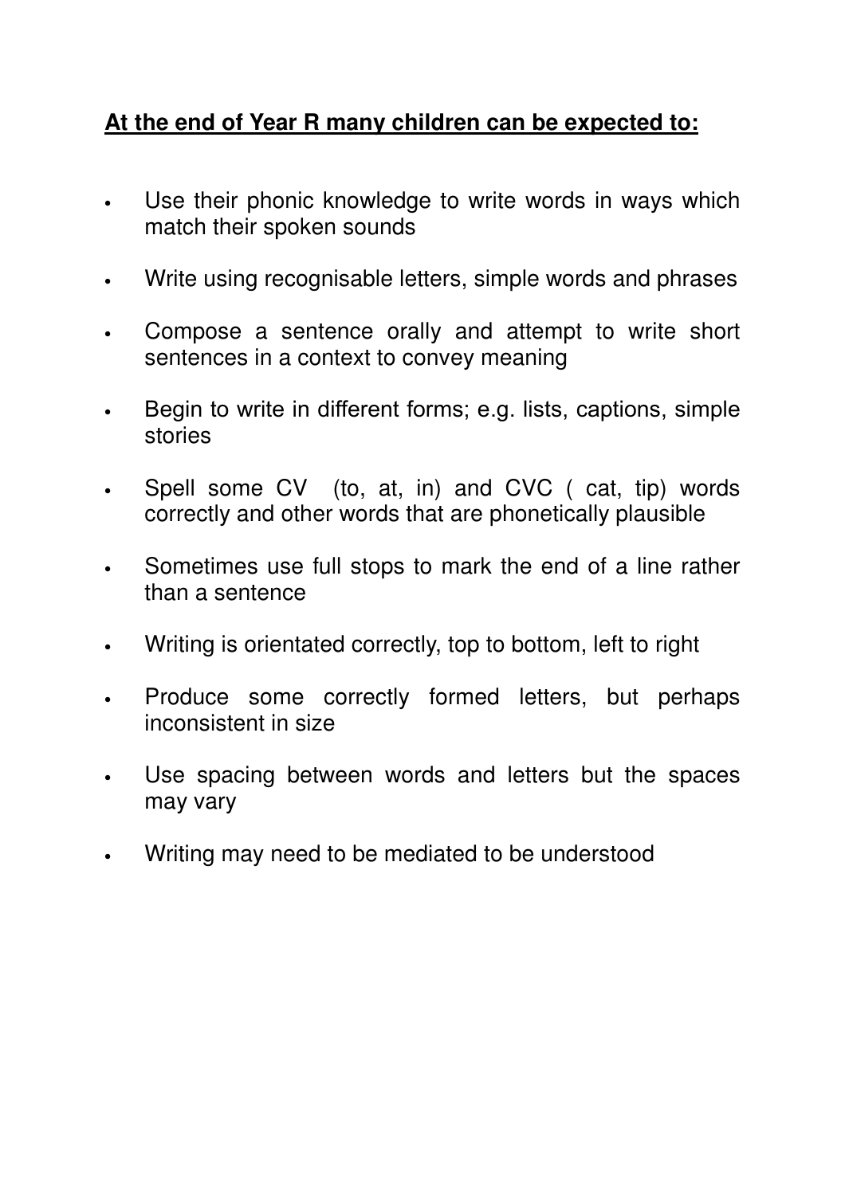**At the end of Year R many children can be expected to:**

- Use their phonic knowledge to write words in ways which match their spoken sounds
- Write using recognisable letters, simple words and phrases
- Compose a sentence orally and attempt to write short sentences in a context to convey meaning
- Begin to write in different forms; e.g. lists, captions, simple stories
- Spell some CV (to, at, in) and CVC ( cat, tip) words correctly and other words that are phonetically plausible
- Sometimes use full stops to mark the end of a line rather than a sentence
- Writing is orientated correctly, top to bottom, left to right
- Produce some correctly formed letters, but perhaps inconsistent in size
- Use spacing between words and letters but the spaces may vary
- Writing may need to be mediated to be understood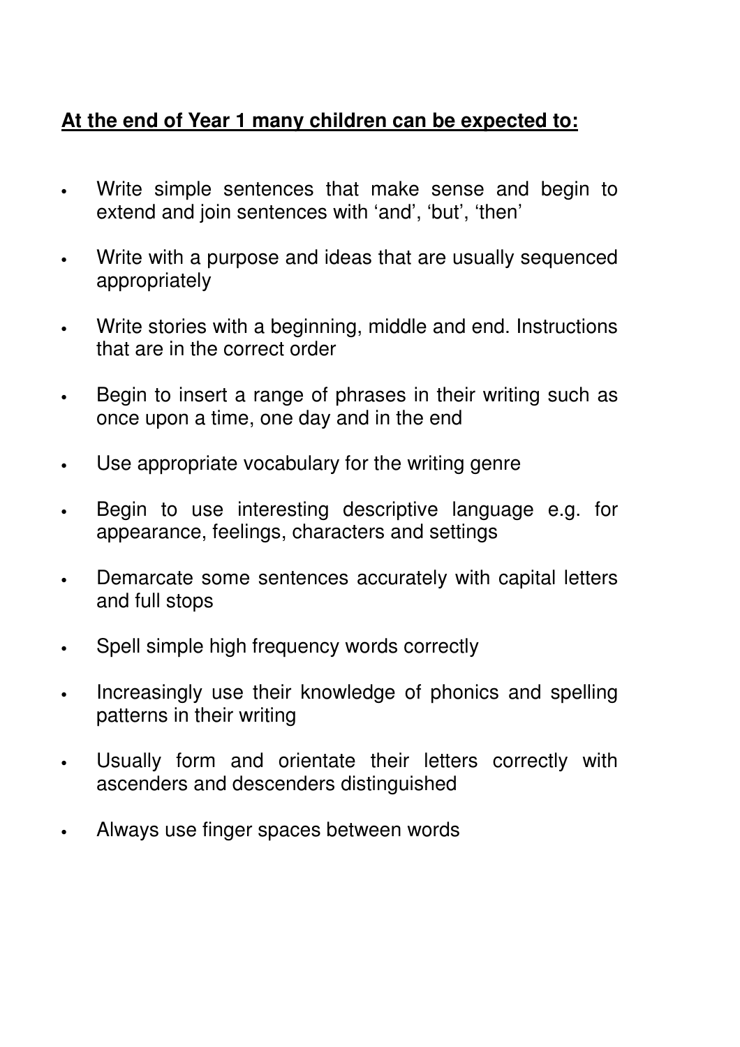**At the end of Year 1 many children can be expected to:**

- Write simple sentences that make sense and begin to extend and join sentences with 'and', 'but', 'then'
- Write with a purpose and ideas that are usually sequenced appropriately
- Write stories with a beginning, middle and end. Instructions that are in the correct order
- Begin to insert a range of phrases in their writing such as once upon a time, one day and in the end
- Use appropriate vocabulary for the writing genre
- Begin to use interesting descriptive language e.g. for appearance, feelings, characters and settings
- Demarcate some sentences accurately with capital letters and full stops
- Spell simple high frequency words correctly
- Increasingly use their knowledge of phonics and spelling patterns in their writing
- Usually form and orientate their letters correctly with ascenders and descenders distinguished
- Always use finger spaces between words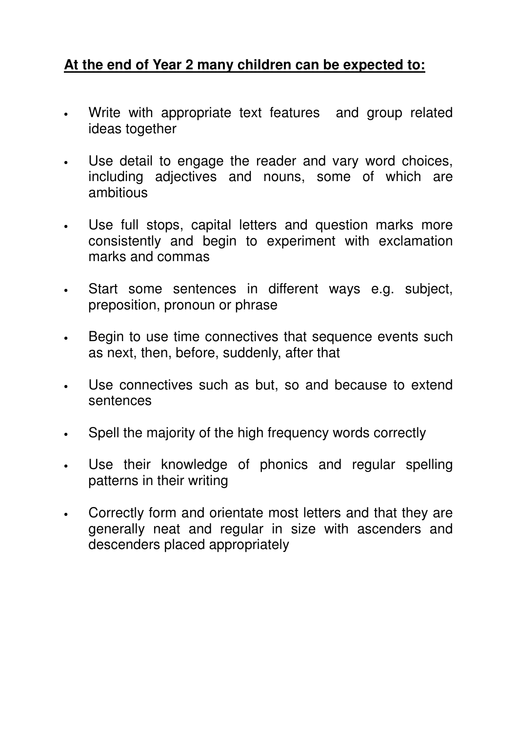**At the end of Year 2 many children can be expected to:**

- Write with appropriate text features and group related ideas together
- Use detail to engage the reader and vary word choices, including adjectives and nouns, some of which are ambitious
- Use full stops, capital letters and question marks more consistently and begin to experiment with exclamation marks and commas
- Start some sentences in different ways e.g. subject, preposition, pronoun or phrase
- Begin to use time connectives that sequence events such as next, then, before, suddenly, after that
- Use connectives such as but, so and because to extend sentences
- Spell the majority of the high frequency words correctly
- Use their knowledge of phonics and regular spelling patterns in their writing
- Correctly form and orientate most letters and that they are generally neat and regular in size with ascenders and descenders placed appropriately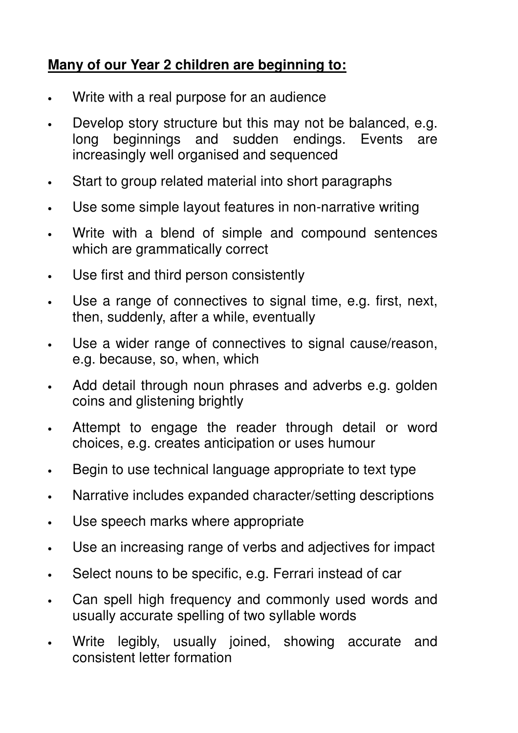**<u>Many of our Year 2 children are beginning to:</u>**

- Write with a real purpose for an audience
- Develop story structure but this may not be balanced, e.g. long beginnings and sudden endings. Events are increasingly well organised and sequenced
- Start to group related material into short paragraphs
- Use some simple layout features in non-narrative writing
- Write with a blend of simple and compound sentences which are grammatically correct
- Use first and third person consistently
- Use a range of connectives to signal time, e.g. first, next, then, suddenly, after a while, eventually
- Use a wider range of connectives to signal cause/reason, e.g. because, so, when, which
- Add detail through noun phrases and adverbs e.g. golden coins and glistening brightly
- Attempt to engage the reader through detail or word choices, e.g. creates anticipation or uses humour
- Begin to use technical language appropriate to text type
- Narrative includes expanded character/setting descriptions
- Use speech marks where appropriate
- Use an increasing range of verbs and adjectives for impact
- Select nouns to be specific, e.g. Ferrari instead of car
- Can spell high frequency and commonly used words and usually accurate spelling of two syllable words
- Write legibly, usually joined, showing accurate and consistent letter formation